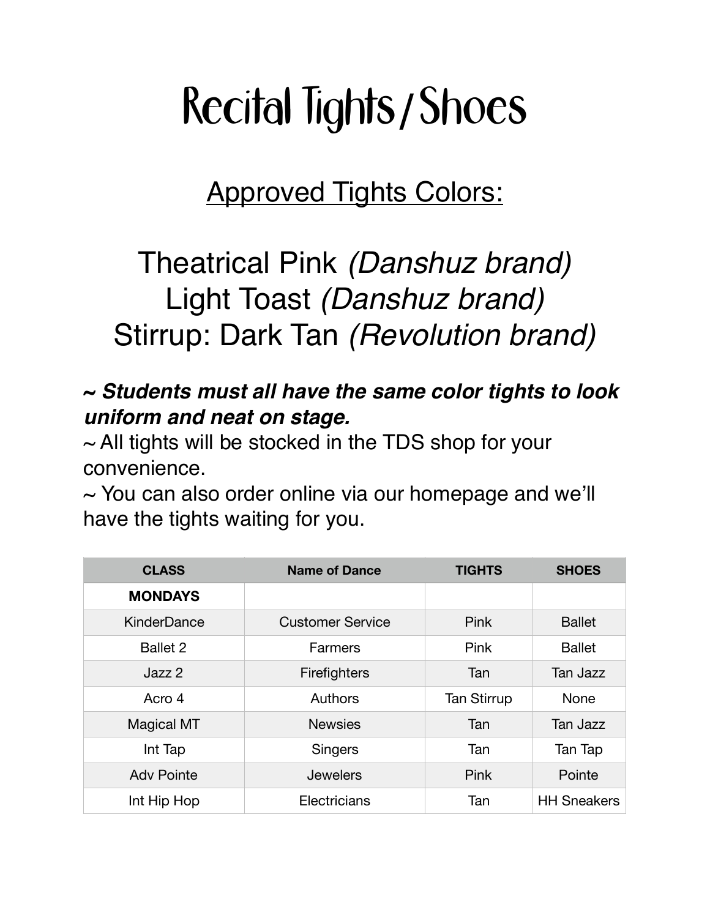# Recital Tights / Shoes

## Approved Tights Colors:

Theatrical Pink *(Danshuz brand)*
Light Toast *(Danshuz brand)*
Stirrup: Dark Tan *(Revolution brand)*

***~ Students must all have the same color tights to look uniform and neat on stage.***
~ All tights will be stocked in the TDS shop for your convenience.
~ You can also order online via our homepage and we'll have the tights waiting for you.

| CLASS | Name of Dance | TIGHTS | SHOES |
|---|---|---|---|
| **MONDAYS** | | | |
| KinderDance | Customer Service | Pink | Ballet |
| Ballet 2 | Farmers | Pink | Ballet |
| Jazz 2 | Firefighters | Tan | Tan Jazz |
| Acro 4 | Authors | Tan Stirrup | None |
| Magical MT | Newsies | Tan | Tan Jazz |
| Int Tap | Singers | Tan | Tan Tap |
| Adv Pointe | Jewelers | Pink | Pointe |
| Int Hip Hop | Electricians | Tan | HH Sneakers |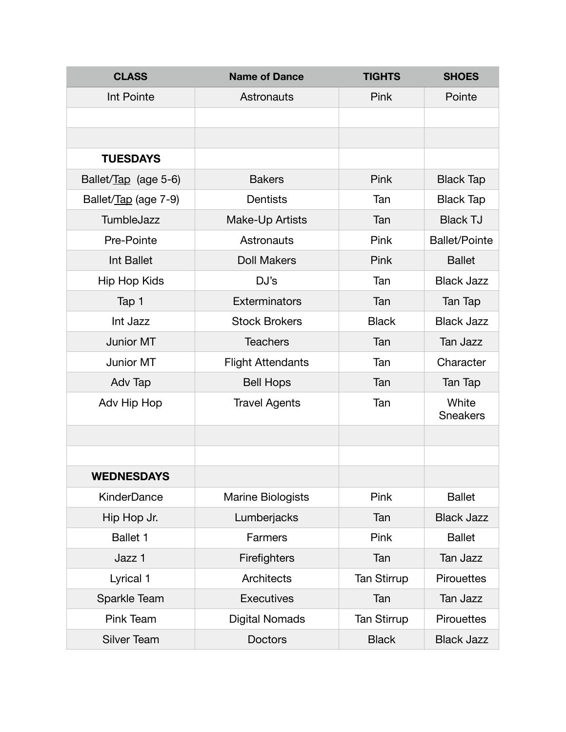| CLASS | Name of Dance | TIGHTS | SHOES |
|---|---|---|---|
| Int Pointe | Astronauts | Pink | Pointe |
| | | | |
| | | | |
| **TUESDAYS** | | | |
| Ballet/Tap (age 5-6) | Bakers | Pink | Black Tap |
| Ballet/Tap (age 7-9) | Dentists | Tan | Black Tap |
| TumbleJazz | Make-Up Artists | Tan | Black TJ |
| Pre-Pointe | Astronauts | Pink | Ballet/Pointe |
| Int Ballet | Doll Makers | Pink | Ballet |
| Hip Hop Kids | DJ's | Tan | Black Jazz |
| Tap 1 | Exterminators | Tan | Tan Tap |
| Int Jazz | Stock Brokers | Black | Black Jazz |
| Junior MT | Teachers | Tan | Tan Jazz |
| Junior MT | Flight Attendants | Tan | Character |
| Adv Tap | Bell Hops | Tan | Tan Tap |
| Adv Hip Hop | Travel Agents | Tan | White Sneakers |
| | | | |
| | | | |
| **WEDNESDAYS** | | | |
| KinderDance | Marine Biologists | Pink | Ballet |
| Hip Hop Jr. | Lumberjacks | Tan | Black Jazz |
| Ballet 1 | Farmers | Pink | Ballet |
| Jazz 1 | Firefighters | Tan | Tan Jazz |
| Lyrical 1 | Architects | Tan Stirrup | Pirouettes |
| Sparkle Team | Executives | Tan | Tan Jazz |
| Pink Team | Digital Nomads | Tan Stirrup | Pirouettes |
| Silver Team | Doctors | Black | Black Jazz |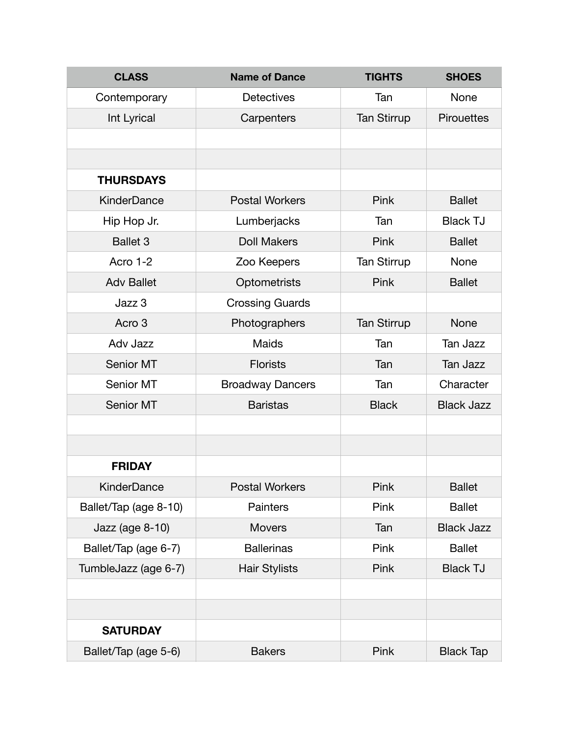| CLASS | Name of Dance | TIGHTS | SHOES |
|---|---|---|---|
| Contemporary | Detectives | Tan | None |
| Int Lyrical | Carpenters | Tan Stirrup | Pirouettes |
| | | | |
| | | | |
| **THURSDAYS** | | | |
| KinderDance | Postal Workers | Pink | Ballet |
| Hip Hop Jr. | Lumberjacks | Tan | Black TJ |
| Ballet 3 | Doll Makers | Pink | Ballet |
| Acro 1-2 | Zoo Keepers | Tan Stirrup | None |
| Adv Ballet | Optometrists | Pink | Ballet |
| Jazz 3 | Crossing Guards | | |
| Acro 3 | Photographers | Tan Stirrup | None |
| Adv Jazz | Maids | Tan | Tan Jazz |
| Senior MT | Florists | Tan | Tan Jazz |
| Senior MT | Broadway Dancers | Tan | Character |
| Senior MT | Baristas | Black | Black Jazz |
| | | | |
| | | | |
| **FRIDAY** | | | |
| KinderDance | Postal Workers | Pink | Ballet |
| Ballet/Tap (age 8-10) | Painters | Pink | Ballet |
| Jazz (age 8-10) | Movers | Tan | Black Jazz |
| Ballet/Tap (age 6-7) | Ballerinas | Pink | Ballet |
| TumbleJazz (age 6-7) | Hair Stylists | Pink | Black TJ |
| | | | |
| | | | |
| **SATURDAY** | | | |
| Ballet/Tap (age 5-6) | Bakers | Pink | Black Tap |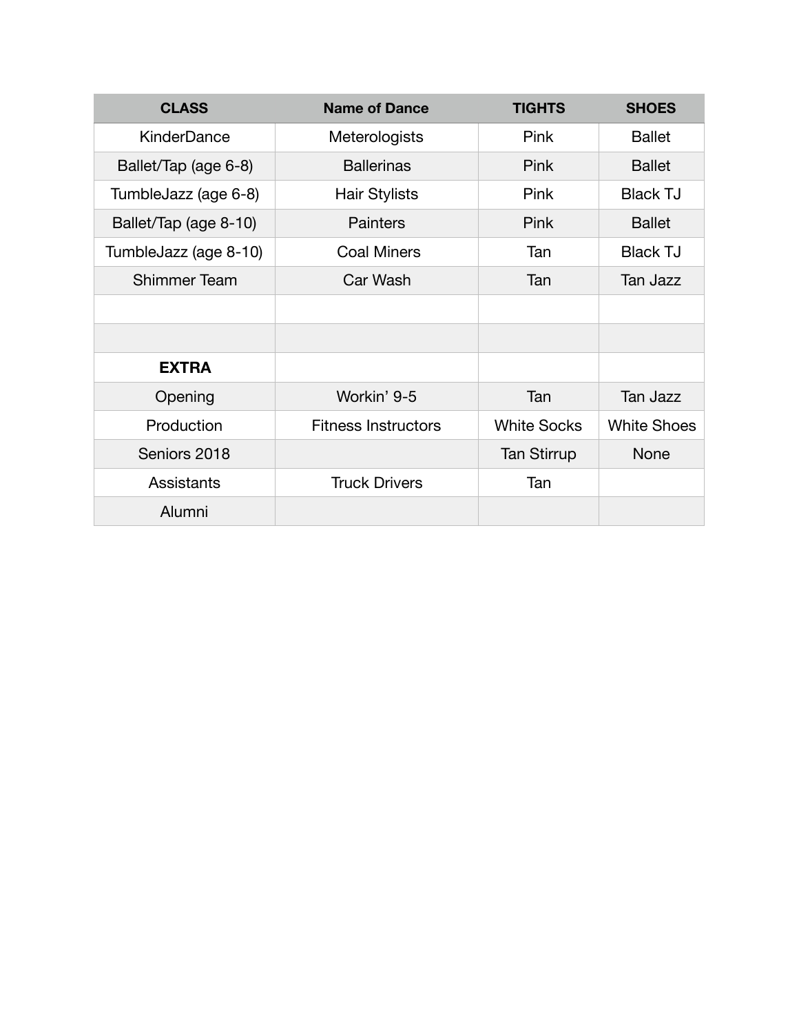| CLASS | Name of Dance | TIGHTS | SHOES |
|---|---|---|---|
| KinderDance | Meterologists | Pink | Ballet |
| Ballet/Tap (age 6-8) | Ballerinas | Pink | Ballet |
| TumbleJazz (age 6-8) | Hair Stylists | Pink | Black TJ |
| Ballet/Tap (age 8-10) | Painters | Pink | Ballet |
| TumbleJazz (age 8-10) | Coal Miners | Tan | Black TJ |
| Shimmer Team | Car Wash | Tan | Tan Jazz |
| | | | |
| | | | |
| **EXTRA** | | | |
| Opening | Workin' 9-5 | Tan | Tan Jazz |
| Production | Fitness Instructors | White Socks | White Shoes |
| Seniors 2018 | | Tan Stirrup | None |
| Assistants | Truck Drivers | Tan | |
| Alumni | | | |